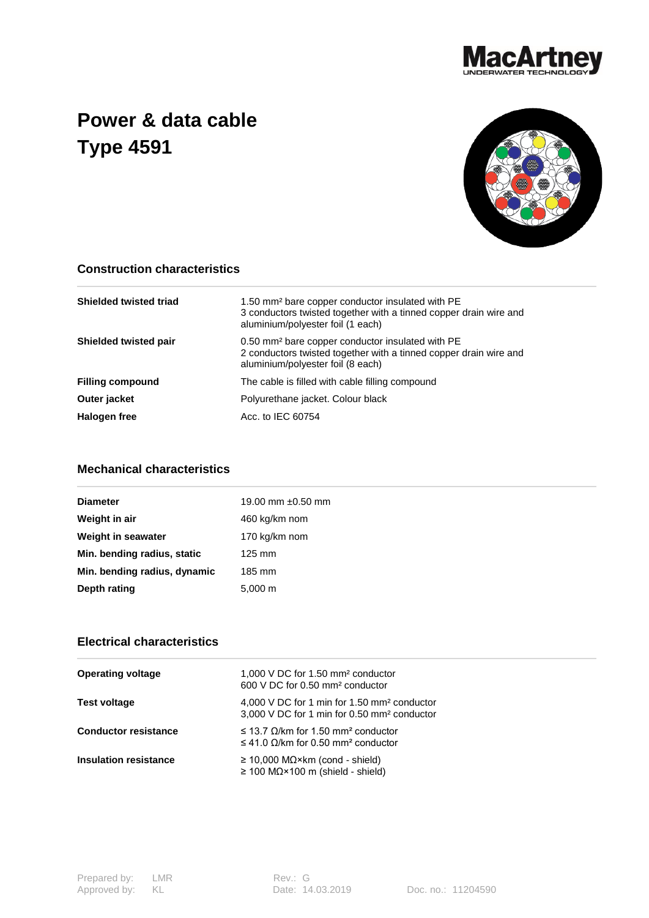# Power & data cable Type 4591

## Construction characteristics

| | |
|---|---|
| **Shielded twisted triad** | 1.50 mm² bare copper conductor insulated with PE<br>3 conductors twisted together with a tinned copper drain wire and aluminium/polyester foil (1 each) |
| **Shielded twisted pair** | 0.50 mm² bare copper conductor insulated with PE<br>2 conductors twisted together with a tinned copper drain wire and aluminium/polyester foil (8 each) |
| **Filling compound** | The cable is filled with cable filling compound |
| **Outer jacket** | Polyurethane jacket. Colour black |
| **Halogen free** | Acc. to IEC 60754 |

## Mechanical characteristics

| | |
|---|---|
| **Diameter** | 19.00 mm ±0.50 mm |
| **Weight in air** | 460 kg/km nom |
| **Weight in seawater** | 170 kg/km nom |
| **Min. bending radius, static** | 125 mm |
| **Min. bending radius, dynamic** | 185 mm |
| **Depth rating** | 5,000 m |

## Electrical characteristics

| | |
|---|---|
| **Operating voltage** | 1,000 V DC for 1.50 mm² conductor<br>600 V DC for 0.50 mm² conductor |
| **Test voltage** | 4,000 V DC for 1 min for 1.50 mm² conductor<br>3,000 V DC for 1 min for 0.50 mm² conductor |
| **Conductor resistance** | ≤ 13.7 Ω/km for 1.50 mm² conductor<br>≤ 41.0 Ω/km for 0.50 mm² conductor |
| **Insulation resistance** | ≥ 10,000 MΩ×km (cond - shield)<br>≥ 100 MΩ×100 m (shield - shield) |

Prepared by: LMR
Approved by: KL

Rev.: G
Date: 14.03.2019

Doc. no.: 11204590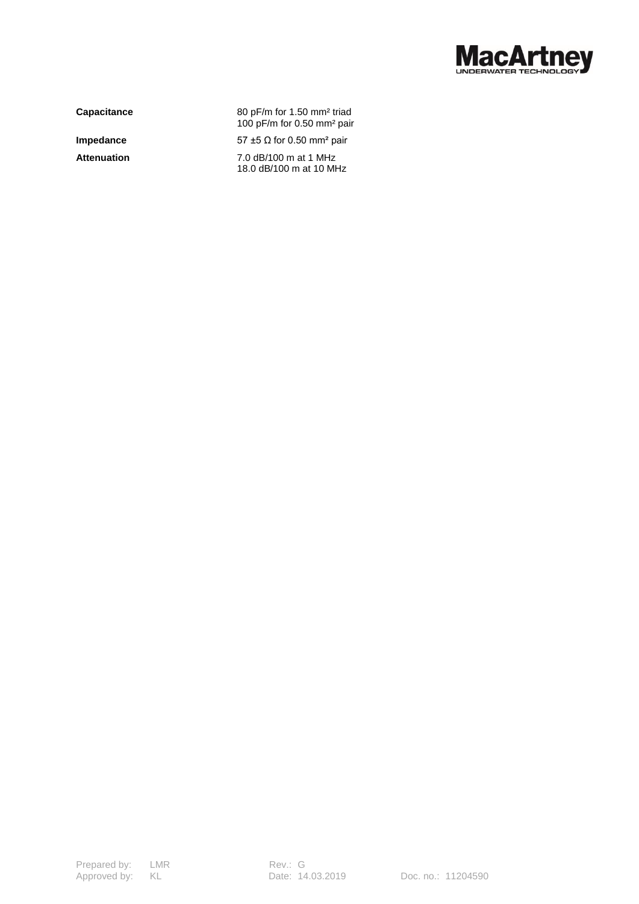| | |
|---|---|
| **Capacitance** | 80 pF/m for 1.50 mm² triad<br>100 pF/m for 0.50 mm² pair |
| **Impedance** | 57 ±5 Ω for 0.50 mm² pair |
| **Attenuation** | 7.0 dB/100 m at 1 MHz<br>18.0 dB/100 m at 10 MHz |

Prepared by: LMR
Approved by: KL
Rev.: G
Date: 14.03.2019
Doc. no.: 11204590